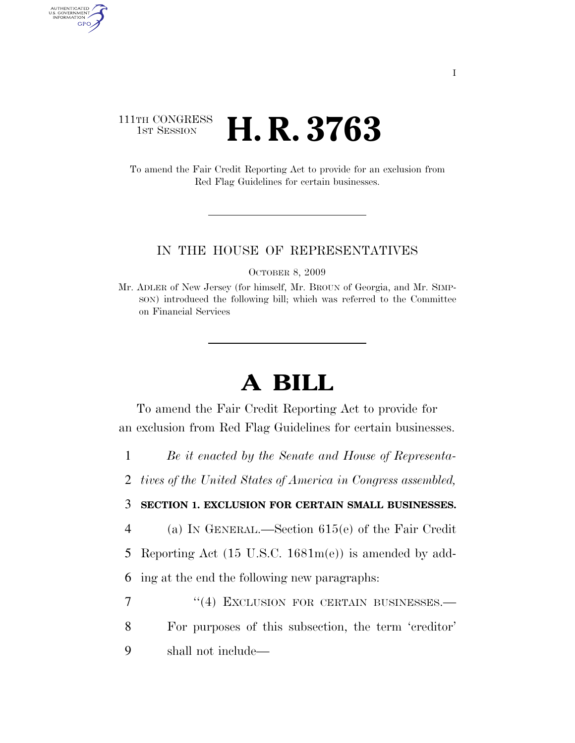111TH CONGRESS
1ST SESSION

# H. R. 3763

To amend the Fair Credit Reporting Act to provide for an exclusion from Red Flag Guidelines for certain businesses.

IN THE HOUSE OF REPRESENTATIVES

OCTOBER 8, 2009

Mr. ADLER of New Jersey (for himself, Mr. BROUN of Georgia, and Mr. SIMPSON) introduced the following bill; which was referred to the Committee on Financial Services

# A BILL

To amend the Fair Credit Reporting Act to provide for an exclusion from Red Flag Guidelines for certain businesses.

1 *Be it enacted by the Senate and House of Representa-*
2 *tives of the United States of America in Congress assembled,*

3 **SECTION 1. EXCLUSION FOR CERTAIN SMALL BUSINESSES.**

4 (a) IN GENERAL.—Section 615(e) of the Fair Credit
5 Reporting Act (15 U.S.C. 1681m(e)) is amended by add-
6 ing at the end the following new paragraphs:

7 "(4) EXCLUSION FOR CERTAIN BUSINESSES.—
8 For purposes of this subsection, the term 'creditor'
9 shall not include—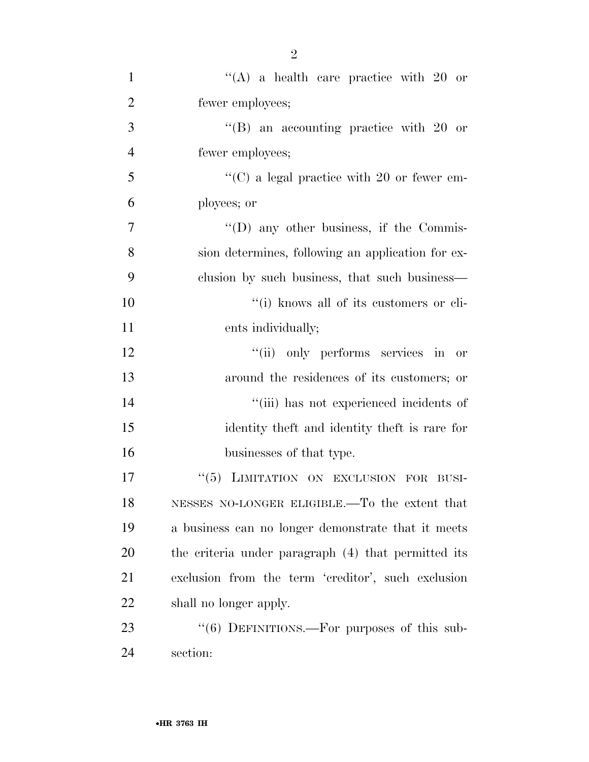''(A) a health care practice with 20 or fewer employees;

''(B) an accounting practice with 20 or fewer employees;

''(C) a legal practice with 20 or fewer employees; or

''(D) any other business, if the Commission determines, following an application for exclusion by such business, that such business—

''(i) knows all of its customers or clients individually;

''(ii) only performs services in or around the residences of its customers; or

''(iii) has not experienced incidents of identity theft and identity theft is rare for businesses of that type.

''(5) LIMITATION ON EXCLUSION FOR BUSINESSES NO-LONGER ELIGIBLE.—To the extent that a business can no longer demonstrate that it meets the criteria under paragraph (4) that permitted its exclusion from the term 'creditor', such exclusion shall no longer apply.

''(6) DEFINITIONS.—For purposes of this subsection: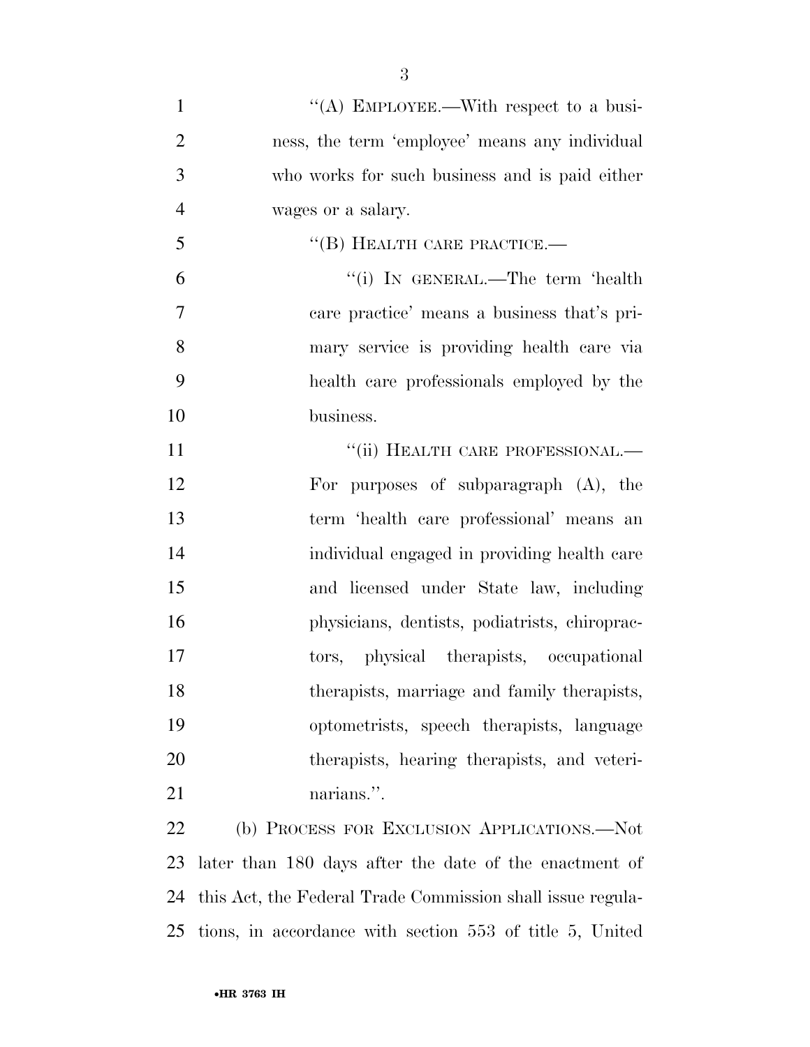"(A) EMPLOYEE.—With respect to a business, the term 'employee' means any individual who works for such business and is paid either wages or a salary.

"(B) HEALTH CARE PRACTICE.—

"(i) IN GENERAL.—The term 'health care practice' means a business that's primary service is providing health care via health care professionals employed by the business.

"(ii) HEALTH CARE PROFESSIONAL.—For purposes of subparagraph (A), the term 'health care professional' means an individual engaged in providing health care and licensed under State law, including physicians, dentists, podiatrists, chiropractors, physical therapists, occupational therapists, marriage and family therapists, optometrists, speech therapists, language therapists, hearing therapists, and veterinarians.".

(b) PROCESS FOR EXCLUSION APPLICATIONS.—Not later than 180 days after the date of the enactment of this Act, the Federal Trade Commission shall issue regulations, in accordance with section 553 of title 5, United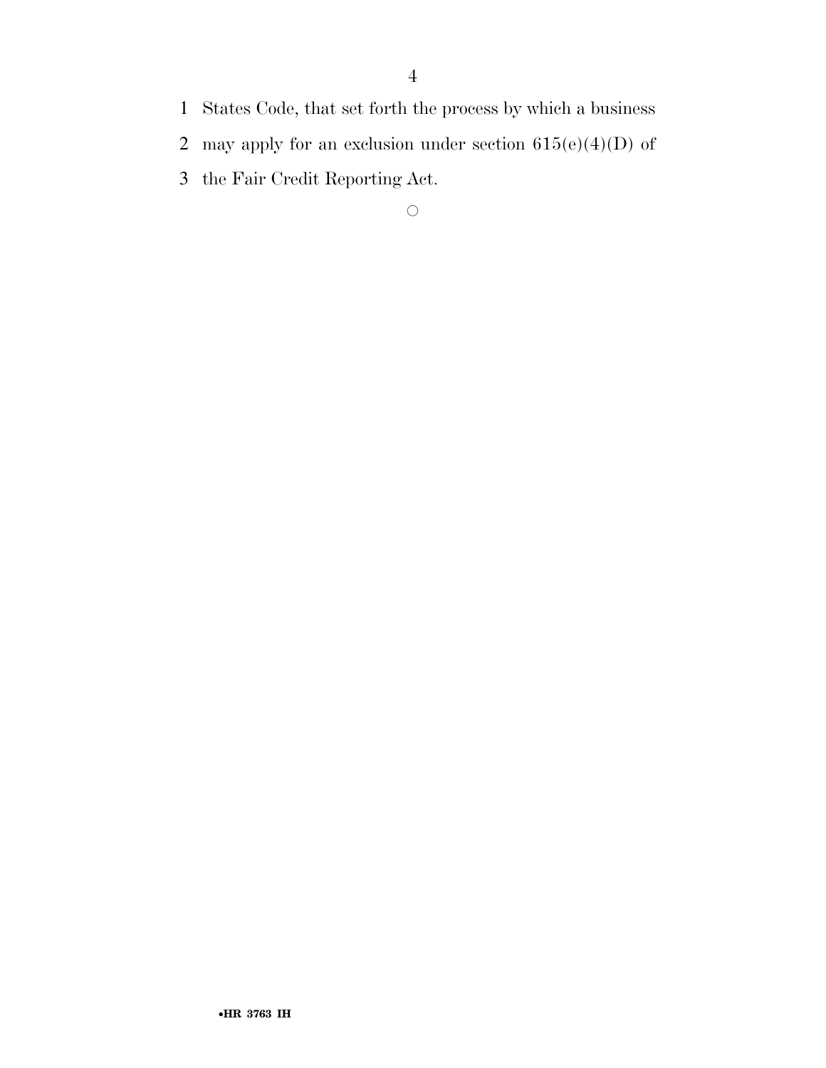States Code, that set forth the process by which a business may apply for an exclusion under section 615(e)(4)(D) of the Fair Credit Reporting Act.